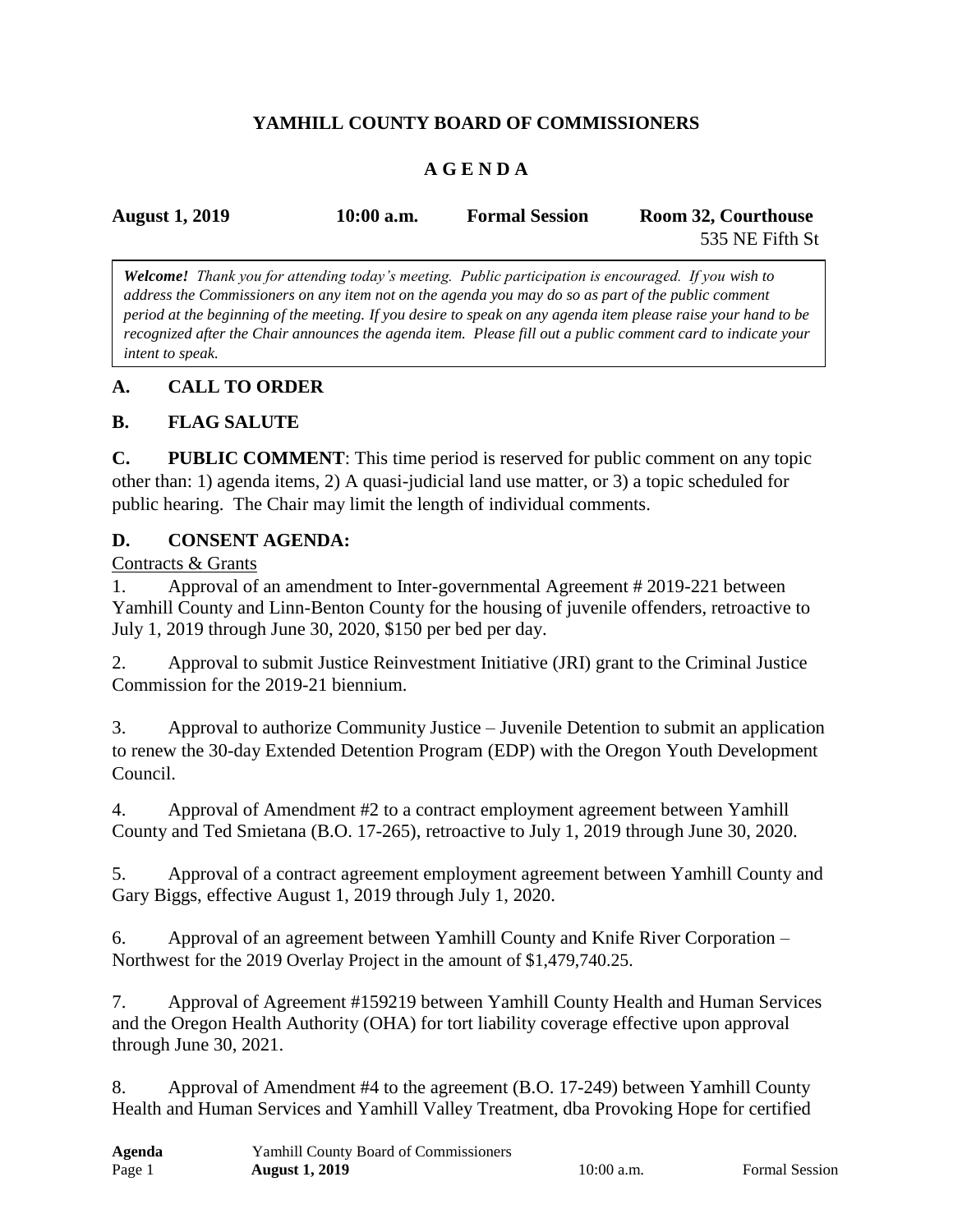# YAMHILL COUNTY BOARD OF COMMISSIONERS

## A G E N D A

**August 1, 2019** **10:00 a.m.** **Formal Session** **Room 32, Courthouse**
535 NE Fifth St

***Welcome!*** *Thank you for attending today's meeting. Public participation is encouraged. If you wish to address the Commissioners on any item not on the agenda you may do so as part of the public comment period at the beginning of the meeting. If you desire to speak on any agenda item please raise your hand to be recognized after the Chair announces the agenda item. Please fill out a public comment card to indicate your intent to speak.*

## A. CALL TO ORDER

## B. FLAG SALUTE

**C. PUBLIC COMMENT**: This time period is reserved for public comment on any topic other than: 1) agenda items, 2) A quasi-judicial land use matter, or 3) a topic scheduled for public hearing. The Chair may limit the length of individual comments.

## D. CONSENT AGENDA:

Contracts & Grants

1. Approval of an amendment to Inter-governmental Agreement # 2019-221 between Yamhill County and Linn-Benton County for the housing of juvenile offenders, retroactive to July 1, 2019 through June 30, 2020, $150 per bed per day.

2. Approval to submit Justice Reinvestment Initiative (JRI) grant to the Criminal Justice Commission for the 2019-21 biennium.

3. Approval to authorize Community Justice – Juvenile Detention to submit an application to renew the 30-day Extended Detention Program (EDP) with the Oregon Youth Development Council.

4. Approval of Amendment #2 to a contract employment agreement between Yamhill County and Ted Smietana (B.O. 17-265), retroactive to July 1, 2019 through June 30, 2020.

5. Approval of a contract agreement employment agreement between Yamhill County and Gary Biggs, effective August 1, 2019 through July 1, 2020.

6. Approval of an agreement between Yamhill County and Knife River Corporation – Northwest for the 2019 Overlay Project in the amount of $1,479,740.25.

7. Approval of Agreement #159219 between Yamhill County Health and Human Services and the Oregon Health Authority (OHA) for tort liability coverage effective upon approval through June 30, 2021.

8. Approval of Amendment #4 to the agreement (B.O. 17-249) between Yamhill County Health and Human Services and Yamhill Valley Treatment, dba Provoking Hope for certified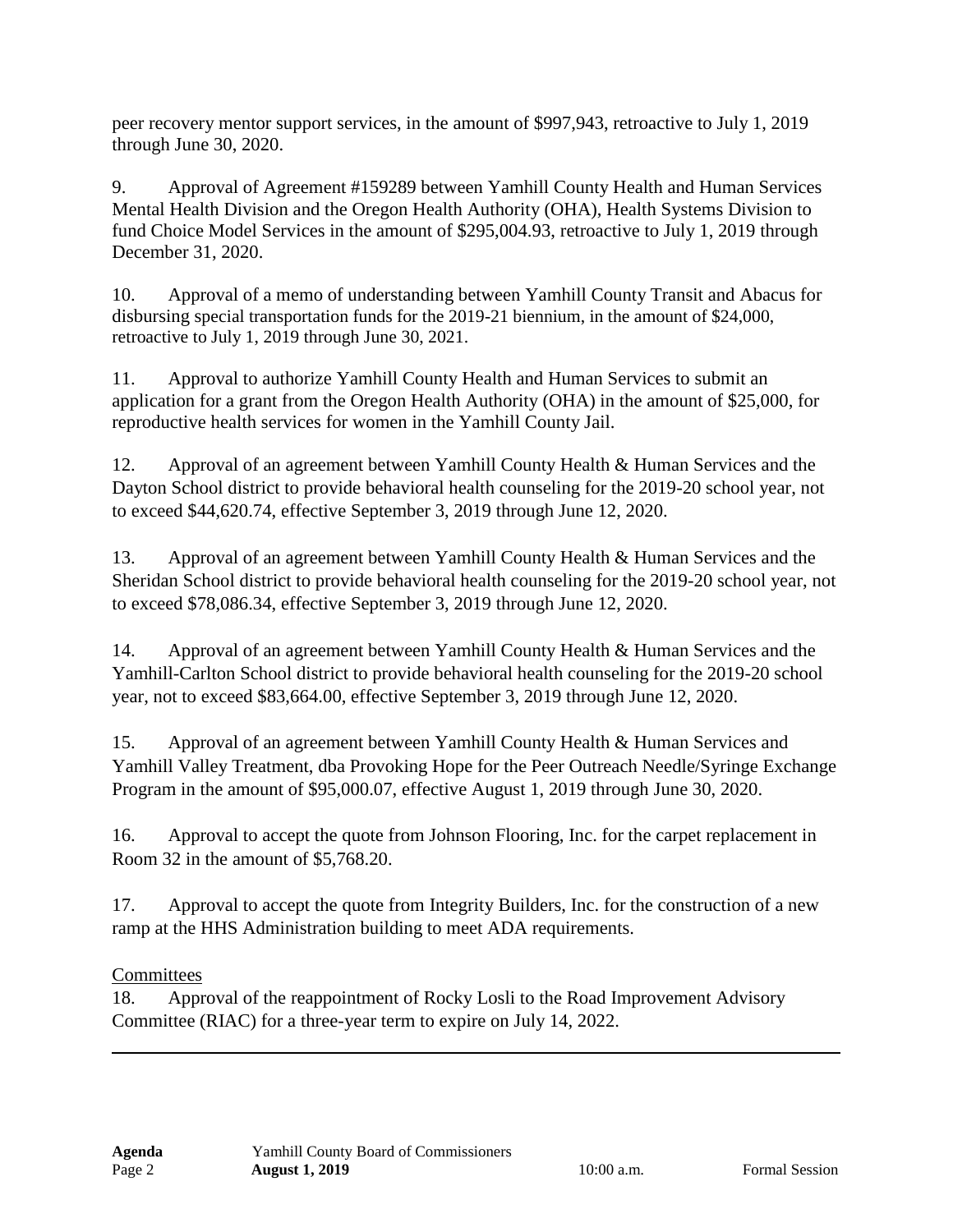peer recovery mentor support services, in the amount of $997,943, retroactive to July 1, 2019 through June 30, 2020.

9. Approval of Agreement #159289 between Yamhill County Health and Human Services Mental Health Division and the Oregon Health Authority (OHA), Health Systems Division to fund Choice Model Services in the amount of $295,004.93, retroactive to July 1, 2019 through December 31, 2020.

10. Approval of a memo of understanding between Yamhill County Transit and Abacus for disbursing special transportation funds for the 2019-21 biennium, in the amount of $24,000, retroactive to July 1, 2019 through June 30, 2021.

11. Approval to authorize Yamhill County Health and Human Services to submit an application for a grant from the Oregon Health Authority (OHA) in the amount of $25,000, for reproductive health services for women in the Yamhill County Jail.

12. Approval of an agreement between Yamhill County Health & Human Services and the Dayton School district to provide behavioral health counseling for the 2019-20 school year, not to exceed $44,620.74, effective September 3, 2019 through June 12, 2020.

13. Approval of an agreement between Yamhill County Health & Human Services and the Sheridan School district to provide behavioral health counseling for the 2019-20 school year, not to exceed $78,086.34, effective September 3, 2019 through June 12, 2020.

14. Approval of an agreement between Yamhill County Health & Human Services and the Yamhill-Carlton School district to provide behavioral health counseling for the 2019-20 school year, not to exceed $83,664.00, effective September 3, 2019 through June 12, 2020.

15. Approval of an agreement between Yamhill County Health & Human Services and Yamhill Valley Treatment, dba Provoking Hope for the Peer Outreach Needle/Syringe Exchange Program in the amount of $95,000.07, effective August 1, 2019 through June 30, 2020.

16. Approval to accept the quote from Johnson Flooring, Inc. for the carpet replacement in Room 32 in the amount of $5,768.20.

17. Approval to accept the quote from Integrity Builders, Inc. for the construction of a new ramp at the HHS Administration building to meet ADA requirements.

Committees

18. Approval of the reappointment of Rocky Losli to the Road Improvement Advisory Committee (RIAC) for a three-year term to expire on July 14, 2022.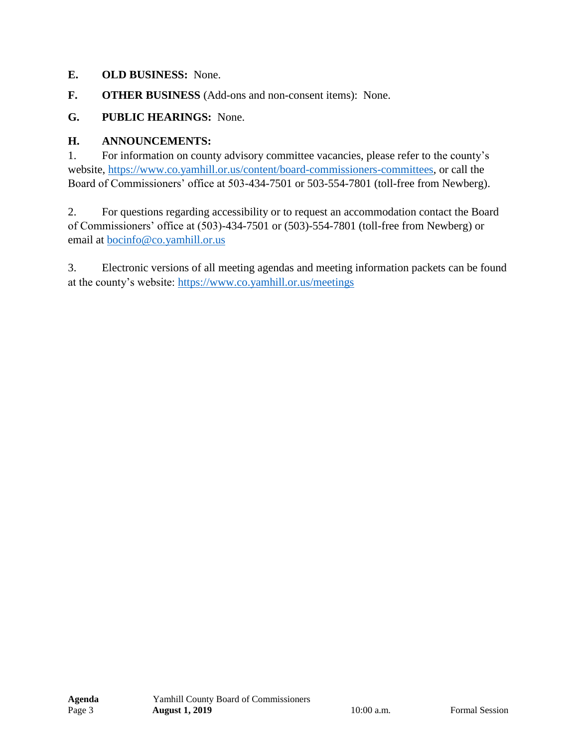**E. OLD BUSINESS:** None.

**F. OTHER BUSINESS** (Add-ons and non-consent items): None.

**G. PUBLIC HEARINGS:** None.

**H. ANNOUNCEMENTS:**

1. For information on county advisory committee vacancies, please refer to the county's website, https://www.co.yamhill.or.us/content/board-commissioners-committees, or call the Board of Commissioners' office at 503-434-7501 or 503-554-7801 (toll-free from Newberg).

2. For questions regarding accessibility or to request an accommodation contact the Board of Commissioners' office at (503)-434-7501 or (503)-554-7801 (toll-free from Newberg) or email at bocinfo@co.yamhill.or.us

3. Electronic versions of all meeting agendas and meeting information packets can be found at the county's website: https://www.co.yamhill.or.us/meetings